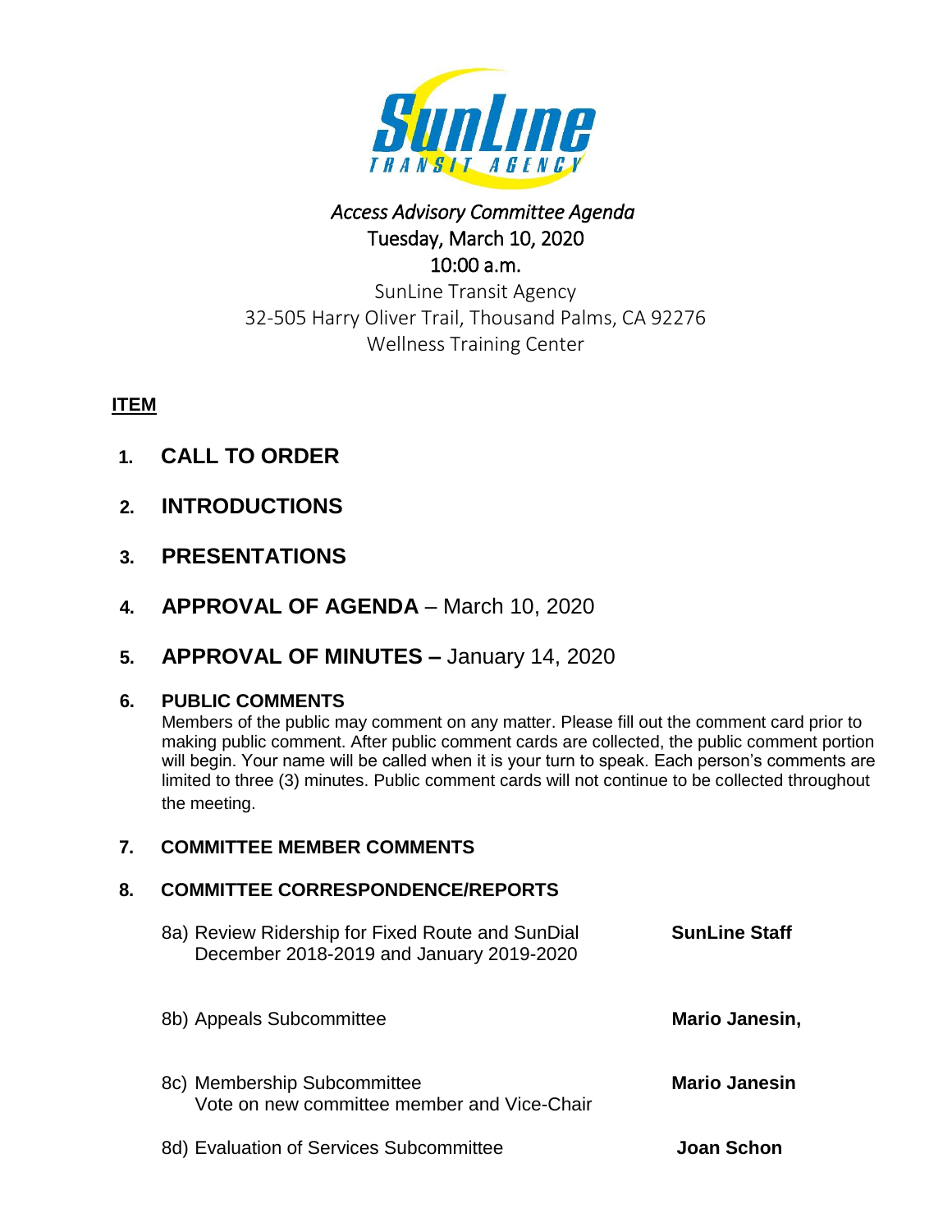# SunLine Transit Agency

*Access Advisory Committee Agenda*
Tuesday, March 10, 2020
10:00 a.m.
SunLine Transit Agency
32-505 Harry Oliver Trail, Thousand Palms, CA 92276
Wellness Training Center

**ITEM**

1. **CALL TO ORDER**

2. **INTRODUCTIONS**

3. **PRESENTATIONS**

4. **APPROVAL OF AGENDA** – March 10, 2020

5. **APPROVAL OF MINUTES –** January 14, 2020

6. **PUBLIC COMMENTS**
   Members of the public may comment on any matter. Please fill out the comment card prior to making public comment. After public comment cards are collected, the public comment portion will begin. Your name will be called when it is your turn to speak. Each person's comments are limited to three (3) minutes. Public comment cards will not continue to be collected throughout the meeting.

7. **COMMITTEE MEMBER COMMENTS**

8. **COMMITTEE CORRESPONDENCE/REPORTS**

   8a) Review Ridership for Fixed Route and SunDial December 2018-2019 and January 2019-2020 — **SunLine Staff**

   8b) Appeals Subcommittee — **Mario Janesin,**

   8c) Membership Subcommittee
   Vote on new committee member and Vice-Chair — **Mario Janesin**

   8d) Evaluation of Services Subcommittee — **Joan Schon**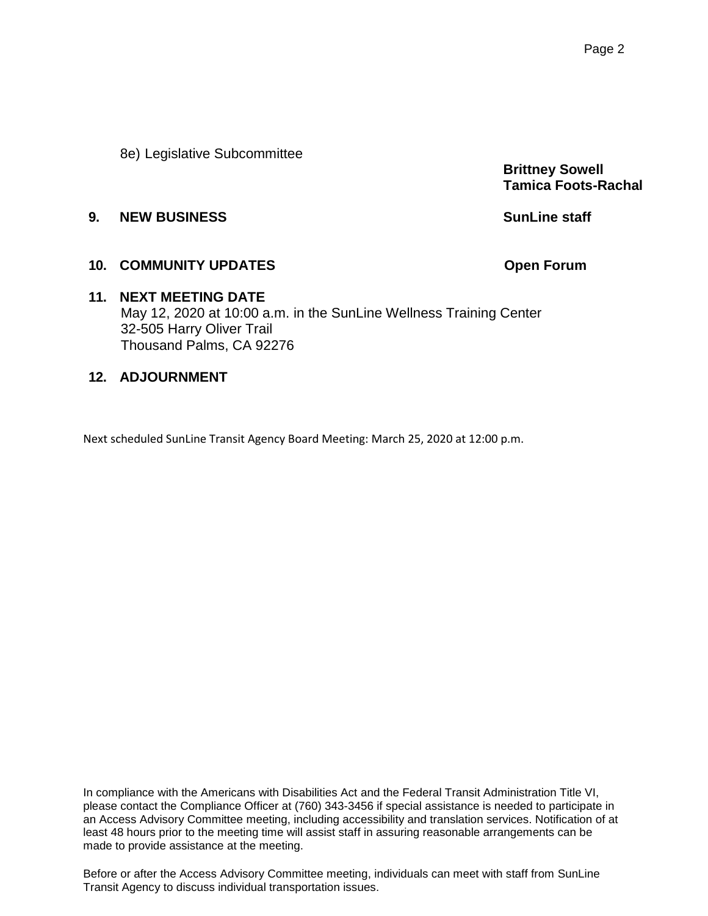8e) Legislative Subcommittee

**Brittney Sowell**
**Tamica Foots-Rachal**

**9. NEW BUSINESS** **SunLine staff**

**10. COMMUNITY UPDATES** **Open Forum**

**11. NEXT MEETING DATE**

May 12, 2020 at 10:00 a.m. in the SunLine Wellness Training Center
32-505 Harry Oliver Trail
Thousand Palms, CA 92276

**12. ADJOURNMENT**

Next scheduled SunLine Transit Agency Board Meeting: March 25, 2020 at 12:00 p.m.

In compliance with the Americans with Disabilities Act and the Federal Transit Administration Title VI, please contact the Compliance Officer at (760) 343-3456 if special assistance is needed to participate in an Access Advisory Committee meeting, including accessibility and translation services. Notification of at least 48 hours prior to the meeting time will assist staff in assuring reasonable arrangements can be made to provide assistance at the meeting.

Before or after the Access Advisory Committee meeting, individuals can meet with staff from SunLine Transit Agency to discuss individual transportation issues.